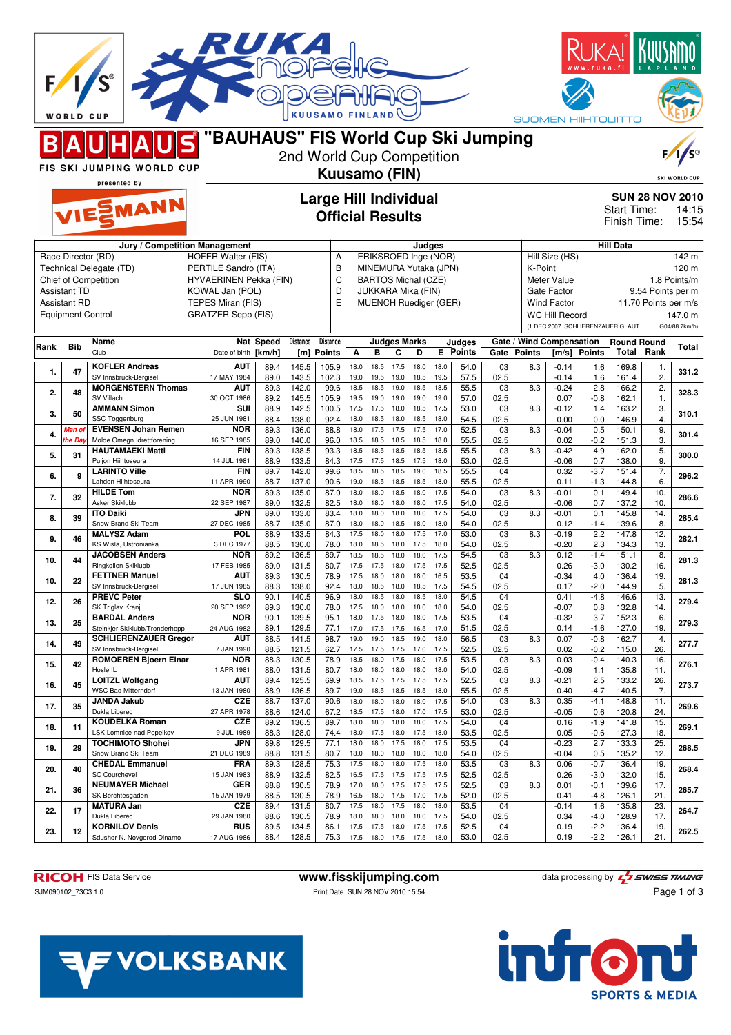# "BAUHAUS" FIS World Cup Ski Jumping

2nd World Cup Competition

**Kuusamo (FIN)**

FIS SKI JUMPING WORLD CUP presented by VIESSMANN

## Large Hill Individual
## Official Results

**SUN 28 NOV 2010**
Start Time: 14:15
Finish Time: 15:54

| Jury / Competition Management | | Judges | | Hill Data | |
|---|---|---|---|---|---|
| Race Director (RD) | HOFER Walter (FIS) | A | ERIKSROED Inge (NOR) | Hill Size (HS) | 142 m |
| Technical Delegate (TD) | PERTILE Sandro (ITA) | B | MINEMURA Yutaka (JPN) | K-Point | 120 m |
| Chief of Competition | HYVAERINEN Pekka (FIN) | C | BARTOS Michal (CZE) | Meter Value | 1.8 Points/m |
| Assistant TD | KOWAL Jan (POL) | D | JUKKARA Mika (FIN) | Gate Factor | 9.54 Points per m |
| Assistant RD | TEPES Miran (FIS) | E | MUENCH Ruediger (GER) | Wind Factor | 11.70 Points per m/s |
| Equipment Control | GRATZER Sepp (FIS) | | | WC Hill Record | 147.0 m |
| | | | | (1 DEC 2007 SCHLIERENZAUER G. AUT | G04/88.7km/h) |

| Rank | Bib | Name / Club | Nat / Date of birth | Speed [km/h] | Distance [m] | Distance Points | A | B | C | D | E | Judges Points | Gate | Gate Points | Wind [m/s] | Wind Points | Round Total | Round Rank | Total |
|---|---|---|---|---|---|---|---|---|---|---|---|---|---|---|---|---|---|---|---|
| 1. | 47 | KOFLER Andreas | AUT | 89.4 | 145.5 | 105.9 | 18.0 | 18.5 | 17.5 | 18.0 | 18.0 | 54.0 | 03 | 8.3 | -0.14 | 1.6 | 169.8 | 1. | 331.2 |
| | | SV Innsbruck-Bergisel | 17 MAY 1984 | 89.0 | 143.5 | 102.3 | 19.0 | 19.5 | 19.0 | 18.5 | 19.5 | 57.5 | 02.5 | | -0.14 | 1.6 | 161.4 | 2. | |
| 2. | 48 | MORGENSTERN Thomas | AUT | 89.3 | 142.0 | 99.6 | 18.5 | 18.5 | 19.0 | 18.5 | 18.5 | 55.5 | 03 | 8.3 | -0.24 | 2.8 | 166.2 | 2. | 328.3 |
| | | SV Villach | 30 OCT 1986 | 89.2 | 145.5 | 105.9 | 19.5 | 19.0 | 19.0 | 19.0 | 19.0 | 57.0 | 02.5 | | 0.07 | -0.8 | 162.1 | 1. | |
| 3. | 50 | AMMANN Simon | SUI | 88.9 | 142.5 | 100.5 | 17.5 | 17.5 | 18.0 | 18.5 | 17.5 | 53.0 | 03 | 8.3 | -0.12 | 1.4 | 163.2 | 3. | 310.1 |
| | | SSC Toggenburg | 25 JUN 1981 | 88.4 | 138.0 | 92.4 | 18.0 | 18.5 | 18.0 | 18.5 | 18.0 | 54.5 | 02.5 | | 0.00 | 0.0 | 146.9 | 4. | |
| 4. | Man of the Day | EVENSEN Johan Remen | NOR | 89.3 | 136.0 | 88.8 | 18.0 | 17.5 | 17.5 | 17.5 | 17.0 | 52.5 | 03 | 8.3 | -0.04 | 0.5 | 150.1 | 9. | 301.4 |
| | | Molde Omegn Idrettforening | 16 SEP 1985 | 89.0 | 140.0 | 96.0 | 18.5 | 18.5 | 18.5 | 18.5 | 18.0 | 55.5 | 02.5 | | 0.02 | -0.2 | 151.3 | 3. | |
| 5. | 31 | HAUTAMAEKI Matti | FIN | 89.3 | 138.5 | 93.3 | 18.5 | 18.5 | 18.5 | 18.5 | 18.5 | 55.5 | 03 | 8.3 | -0.42 | 4.9 | 162.0 | 5. | 300.0 |
| | | Puijon Hiihtoseura | 14 JUL 1981 | 88.9 | 133.5 | 84.3 | 17.5 | 17.5 | 18.5 | 17.5 | 18.0 | 53.0 | 02.5 | | -0.06 | 0.7 | 138.0 | 9. | |
| 6. | 9 | LARINTO Ville | FIN | 89.7 | 142.0 | 99.6 | 18.5 | 18.5 | 18.5 | 19.0 | 18.5 | 55.5 | 04 | | 0.32 | -3.7 | 151.4 | 7. | 296.2 |
| | | Lahden Hiihtoseura | 11 APR 1990 | 88.7 | 137.0 | 90.6 | 19.0 | 18.5 | 18.5 | 18.5 | 18.0 | 55.5 | 02.5 | | 0.11 | -1.3 | 144.8 | 6. | |
| 7. | 32 | HILDE Tom | NOR | 89.3 | 135.0 | 87.0 | 18.0 | 18.0 | 18.5 | 18.0 | 17.5 | 54.0 | 03 | 8.3 | -0.01 | 0.1 | 149.4 | 10. | 286.6 |
| | | Asker Skiklubb | 22 SEP 1987 | 89.0 | 132.5 | 82.5 | 18.0 | 18.0 | 18.0 | 18.0 | 17.5 | 54.0 | 02.5 | | -0.06 | 0.7 | 137.2 | 10. | |
| 8. | 39 | ITO Daiki | JPN | 89.0 | 133.0 | 83.4 | 18.0 | 18.0 | 18.0 | 18.0 | 17.5 | 54.0 | 03 | 8.3 | -0.01 | 0.1 | 145.8 | 14. | 285.4 |
| | | Snow Brand Ski Team | 27 DEC 1985 | 88.7 | 135.0 | 87.0 | 18.0 | 18.0 | 18.5 | 18.0 | 18.0 | 54.0 | 02.5 | | 0.12 | -1.4 | 139.6 | 8. | |
| 9. | 46 | MALYSZ Adam | POL | 88.9 | 133.5 | 84.3 | 17.5 | 18.0 | 18.0 | 17.5 | 17.0 | 53.0 | 03 | 8.3 | -0.19 | 2.2 | 147.8 | 12. | 282.1 |
| | | KS Wisla, Ustronianka | 3 DEC 1977 | 88.5 | 130.0 | 78.0 | 18.0 | 18.5 | 18.0 | 17.5 | 18.0 | 54.0 | 02.5 | | -0.20 | 2.3 | 134.3 | 13. | |
| 10. | 44 | JACOBSEN Anders | NOR | 89.2 | 136.5 | 89.7 | 18.5 | 18.5 | 18.0 | 18.0 | 17.5 | 54.5 | 03 | 8.3 | 0.12 | -1.4 | 151.1 | 8. | 281.3 |
| | | Ringkollen Skiklubb | 17 FEB 1985 | 89.0 | 131.5 | 80.7 | 17.5 | 17.5 | 18.0 | 17.5 | 17.5 | 52.5 | 02.5 | | 0.26 | -3.0 | 130.2 | 16. | |
| 10. | 22 | FETTNER Manuel | AUT | 89.3 | 130.5 | 78.9 | 17.5 | 18.0 | 18.0 | 18.0 | 16.5 | 53.5 | 04 | | -0.34 | 4.0 | 136.4 | 19. | 281.3 |
| | | SV Innsbruck-Bergisel | 17 JUN 1985 | 88.3 | 138.0 | 92.4 | 18.0 | 18.0 | 18.0 | 18.5 | 17.5 | 54.5 | 02.5 | | 0.17 | -2.0 | 144.9 | 5. | |
| 12. | 26 | PREVC Peter | SLO | 90.1 | 140.5 | 96.9 | 18.0 | 18.5 | 18.0 | 18.5 | 18.0 | 54.5 | 04 | | 0.41 | -4.8 | 146.6 | 13. | 279.4 |
| | | SK Triglav Kranj | 20 SEP 1992 | 89.3 | 130.0 | 78.0 | 17.5 | 18.0 | 18.0 | 18.0 | 18.0 | 54.0 | 02.5 | | -0.07 | 0.8 | 132.8 | 14. | |
| 13. | 25 | BARDAL Anders | NOR | 90.1 | 139.5 | 95.1 | 18.0 | 17.5 | 18.0 | 18.0 | 17.5 | 53.5 | 04 | | -0.32 | 3.7 | 152.3 | 6. | 279.3 |
| | | Steinkjer Skiklubb/Tronderhopp | 24 AUG 1982 | 89.1 | 129.5 | 77.1 | 17.0 | 17.5 | 17.5 | 16.5 | 17.0 | 51.5 | 02.5 | | 0.14 | -1.6 | 127.0 | 19. | |
| 14. | 49 | SCHLIERENZAUER Gregor | AUT | 88.5 | 141.5 | 98.7 | 19.0 | 19.0 | 18.5 | 19.0 | 18.0 | 56.5 | 03 | 8.3 | 0.07 | -0.8 | 162.7 | 4. | 277.7 |
| | | SV Innsbruck-Bergisel | 7 JAN 1990 | 88.5 | 121.5 | 62.7 | 17.5 | 17.5 | 17.5 | 17.0 | 17.5 | 52.5 | 02.5 | | 0.02 | -0.2 | 115.0 | 26. | |
| 15. | 42 | ROMOEREN Bjoern Einar | NOR | 88.3 | 130.5 | 78.9 | 18.5 | 18.0 | 17.5 | 18.0 | 17.5 | 53.5 | 03 | 8.3 | 0.03 | -0.4 | 140.3 | 16. | 276.1 |
| | | Hosle IL | 1 APR 1981 | 88.0 | 131.5 | 80.7 | 18.0 | 18.0 | 18.0 | 18.0 | 18.0 | 54.0 | 02.5 | | -0.09 | 1.1 | 135.8 | 11. | |
| 16. | 45 | LOITZL Wolfgang | AUT | 89.4 | 125.5 | 69.9 | 18.5 | 17.5 | 17.5 | 17.5 | 17.5 | 52.5 | 03 | 8.3 | -0.21 | 2.5 | 133.2 | 26. | 273.7 |
| | | WSC Bad Mitterndorf | 13 JAN 1980 | 88.9 | 136.5 | 89.7 | 19.0 | 18.5 | 18.5 | 18.5 | 18.0 | 55.5 | 02.5 | | 0.40 | -4.7 | 140.5 | 7. | |
| 17. | 35 | JANDA Jakub | CZE | 88.7 | 137.0 | 90.6 | 18.0 | 18.0 | 18.0 | 18.0 | 17.5 | 54.0 | 03 | 8.3 | 0.35 | -4.1 | 148.8 | 11. | 269.6 |
| | | Dukla Liberec | 27 APR 1978 | 88.6 | 124.0 | 67.2 | 18.5 | 17.5 | 18.0 | 17.0 | 17.5 | 53.0 | 02.5 | | -0.05 | 0.6 | 120.8 | 24. | |
| 18. | 11 | KOUDELKA Roman | CZE | 89.2 | 136.5 | 89.7 | 18.0 | 18.0 | 18.0 | 18.0 | 17.5 | 54.0 | 04 | | 0.16 | -1.9 | 141.8 | 15. | 269.1 |
| | | LSK Lomnice nad Popelkov | 9 JUL 1989 | 88.3 | 128.0 | 74.4 | 18.0 | 17.5 | 18.0 | 17.5 | 18.0 | 53.5 | 02.5 | | 0.05 | -0.6 | 127.3 | 18. | |
| 19. | 29 | TOCHIMOTO Shohei | JPN | 89.8 | 129.5 | 77.1 | 18.0 | 18.0 | 17.5 | 18.0 | 17.5 | 53.5 | 04 | | -0.23 | 2.7 | 133.3 | 25. | 268.5 |
| | | Snow Brand Ski Team | 21 DEC 1989 | 88.8 | 131.5 | 80.7 | 18.0 | 18.0 | 18.0 | 18.0 | 18.0 | 54.0 | 02.5 | | -0.04 | 0.5 | 135.2 | 12. | |
| 20. | 40 | CHEDAL Emmanuel | FRA | 89.3 | 128.5 | 75.3 | 17.5 | 18.0 | 18.0 | 17.5 | 18.0 | 53.5 | 03 | 8.3 | 0.06 | -0.7 | 136.4 | 19. | 268.4 |
| | | SC Courchevel | 15 JAN 1983 | 88.9 | 132.5 | 82.5 | 16.5 | 17.5 | 17.5 | 17.5 | 17.5 | 52.5 | 02.5 | | 0.26 | -3.0 | 132.0 | 15. | |
| 21. | 36 | NEUMAYER Michael | GER | 88.8 | 130.5 | 78.9 | 17.0 | 18.0 | 17.5 | 17.5 | 17.5 | 52.5 | 03 | 8.3 | 0.01 | -0.1 | 139.6 | 17. | 265.7 |
| | | SK Berchtesgaden | 15 JAN 1979 | 88.5 | 130.5 | 78.9 | 16.5 | 18.0 | 17.5 | 17.0 | 17.5 | 52.0 | 02.5 | | 0.41 | -4.8 | 126.1 | 21. | |
| 22. | 17 | MATURA Jan | CZE | 89.4 | 131.5 | 80.7 | 17.5 | 18.0 | 17.5 | 18.0 | 18.0 | 53.5 | 04 | | -0.14 | 1.6 | 135.8 | 23. | 264.7 |
| | | Dukla Liberec | 29 JAN 1980 | 88.6 | 130.5 | 78.9 | 18.0 | 18.0 | 18.0 | 18.0 | 17.5 | 54.0 | 02.5 | | 0.34 | -4.0 | 128.9 | 17. | |
| 23. | 12 | KORNILOV Denis | RUS | 89.5 | 134.5 | 86.1 | 17.5 | 17.5 | 18.0 | 17.5 | 17.5 | 52.5 | 04 | | 0.19 | -2.2 | 136.4 | 19. | 262.5 |
| | | Sdushor N. Novgorod Dinamo | 17 AUG 1986 | 88.4 | 128.5 | 75.3 | 17.5 | 18.0 | 17.5 | 17.5 | 18.0 | 53.0 | 02.5 | | 0.19 | -2.2 | 126.1 | 21. | |

RICOH FIS Data Service | www.fisskijumping.com | data processing by SWISS TIMING

SJM090102_73C3 1.0 | Print Date SUN 28 NOV 2010 15:54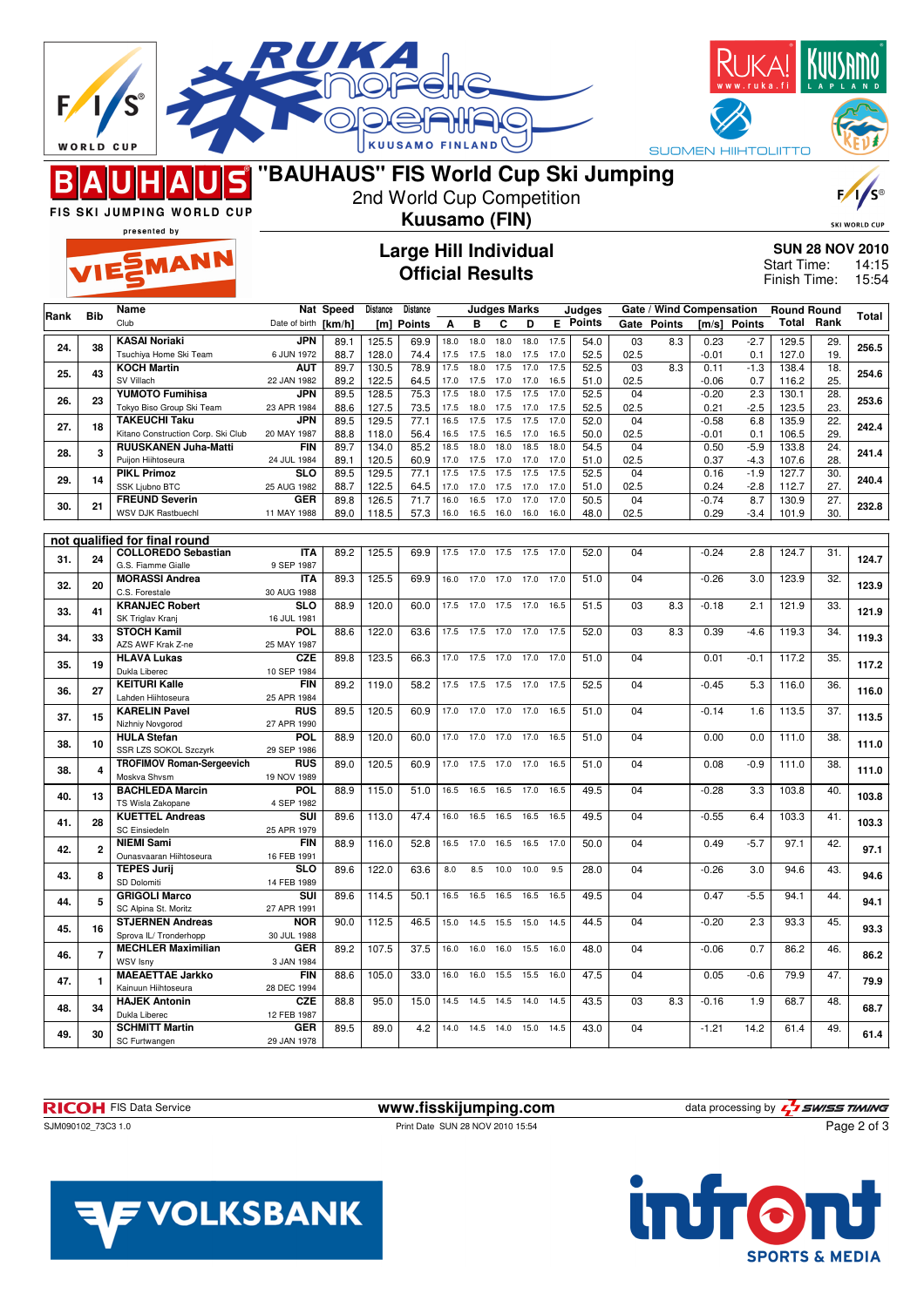# "BAUHAUS" FIS World Cup Ski Jumping

2nd World Cup Competition

**Kuusamo (FIN)**

## Large Hill Individual
## Official Results

**SUN 28 NOV 2010**
Start Time: 14:15
Finish Time: 15:54

| Rank | Bib | Name / Club | Nat / Date of birth | Speed [km/h] | Distance [m] | Distance Points | A | B | C | D | E | Judges Points | Gate | Gate Points | Wind [m/s] | Wind Points | Round Total | Round Rank | Total |
|---|---|---|---|---|---|---|---|---|---|---|---|---|---|---|---|---|---|---|---|
| 24. | 38 | **KASAI Noriaki** Tsuchiya Home Ski Team | **JPN** 6 JUN 1972 | 89.1 / 88.7 | 125.5 / 128.0 | 69.9 / 74.4 | 18.0 / 17.5 | 18.0 / 17.5 | 18.0 / 18.0 | 18.0 / 17.5 | 17.5 / 17.0 | 54.0 / 52.5 | 03 / 02.5 | 8.3 | 0.23 / -0.01 | -2.7 / 0.1 | 129.5 / 127.0 | 29. / 19. | 256.5 |
| 25. | 43 | **KOCH Martin** SV Villach | **AUT** 22 JAN 1982 | 89.7 / 89.2 | 130.5 / 122.5 | 78.9 / 64.5 | 17.5 / 17.0 | 18.0 / 17.5 | 17.5 / 17.0 | 17.0 / 17.0 | 17.5 / 16.5 | 52.5 / 51.0 | 03 / 02.5 | 8.3 | 0.11 / -0.06 | -1.3 / 0.7 | 138.4 / 116.2 | 18. / 25. | 254.6 |
| 26. | 23 | **YUMOTO Fumihisa** Tokyo Biso Group Ski Team | **JPN** 23 APR 1984 | 89.5 / 88.6 | 128.5 / 127.5 | 75.3 / 73.5 | 17.5 / 17.5 | 18.0 / 18.0 | 17.5 / 17.5 | 17.5 / 17.0 | 17.0 / 17.5 | 52.5 / 52.5 | 04 / 02.5 | | -0.20 / 0.21 | 2.3 / -2.5 | 130.1 / 123.5 | 28. / 23. | 253.6 |
| 27. | 18 | **TAKEUCHI Taku** Kitano Construction Corp. Ski Club | **JPN** 20 MAY 1987 | 89.5 / 88.8 | 129.5 / 118.0 | 77.1 / 56.4 | 16.5 / 16.5 | 17.5 / 17.5 | 17.5 / 16.5 | 17.5 / 17.0 | 17.0 / 16.5 | 52.0 / 50.0 | 04 / 02.5 | | -0.58 / -0.01 | 6.8 / 0.1 | 135.9 / 106.5 | 22. / 29. | 242.4 |
| 28. | 3 | **RUUSKANEN Juha-Matti** Puijon Hiihtoseura | **FIN** 24 JUL 1984 | 89.7 / 89.1 | 134.0 / 120.5 | 85.2 / 60.9 | 18.5 / 17.0 | 18.0 / 17.5 | 18.0 / 17.0 | 18.5 / 17.0 | 18.0 / 17.0 | 54.5 / 51.0 | 04 / 02.5 | | 0.50 / 0.37 | -5.9 / -4.3 | 133.8 / 107.6 | 24. / 28. | 241.4 |
| 29. | 14 | **PIKL Primoz** SSK Ljubno BTC | **SLO** 25 AUG 1982 | 89.5 / 88.7 | 129.5 / 122.5 | 77.1 / 64.5 | 17.5 / 17.0 | 17.5 / 17.0 | 17.5 / 17.5 | 17.5 / 17.0 | 17.5 / 17.0 | 52.5 / 51.0 | 04 / 02.5 | | 0.16 / 0.24 | -1.9 / -2.8 | 127.7 / 112.7 | 30. / 27. | 240.4 |
| 30. | 21 | **FREUND Severin** WSV DJK Rastbuechl | **GER** 11 MAY 1988 | 89.8 / 89.0 | 126.5 / 118.5 | 71.7 / 57.3 | 16.0 / 16.0 | 16.5 / 16.5 | 17.0 / 16.0 | 17.0 / 16.0 | 17.0 / 16.0 | 50.5 / 48.0 | 04 / 02.5 | | -0.74 / 0.29 | 8.7 / -3.4 | 130.9 / 101.9 | 27. / 30. | 232.8 |

**not qualified for final round**

| Rank | Bib | Name / Club | Nat / Date of birth | Speed [km/h] | Distance [m] | Distance Points | A | B | C | D | E | Judges Points | Gate | Gate Points | Wind [m/s] | Wind Points | Round Total | Round Rank | Total |
|---|---|---|---|---|---|---|---|---|---|---|---|---|---|---|---|---|---|---|---|
| 31. | 24 | **COLLOREDO Sebastian** G.S. Fiamme Gialle | **ITA** 9 SEP 1987 | 89.2 | 125.5 | 69.9 | 17.5 | 17.0 | 17.5 | 17.5 | 17.0 | 52.0 | 04 | | -0.24 | 2.8 | 124.7 | 31. | 124.7 |
| 32. | 20 | **MORASSI Andrea** C.S. Forestale | **ITA** 30 AUG 1988 | 89.3 | 125.5 | 69.9 | 16.0 | 17.0 | 17.0 | 17.0 | 17.0 | 51.0 | 04 | | -0.26 | 3.0 | 123.9 | 32. | 123.9 |
| 33. | 41 | **KRANJEC Robert** SK Triglav Kranj | **SLO** 16 JUL 1981 | 88.9 | 120.0 | 60.0 | 17.5 | 17.0 | 17.5 | 17.0 | 16.5 | 51.5 | 03 | 8.3 | -0.18 | 2.1 | 121.9 | 33. | 121.9 |
| 34. | 33 | **STOCH Kamil** AZS AWF Krak Z-ne | **POL** 25 MAY 1987 | 88.6 | 122.0 | 63.6 | 17.5 | 17.5 | 17.0 | 17.0 | 17.5 | 52.0 | 03 | 8.3 | 0.39 | -4.6 | 119.3 | 34. | 119.3 |
| 35. | 19 | **HLAVA Lukas** Dukla Liberec | **CZE** 10 SEP 1984 | 89.8 | 123.5 | 66.3 | 17.0 | 17.5 | 17.0 | 17.0 | 17.0 | 51.0 | 04 | | 0.01 | -0.1 | 117.2 | 35. | 117.2 |
| 36. | 27 | **KEITURI Kalle** Lahden Hiihtoseura | **FIN** 25 APR 1984 | 89.2 | 119.0 | 58.2 | 17.5 | 17.5 | 17.5 | 17.0 | 17.5 | 52.5 | 04 | | -0.45 | 5.3 | 116.0 | 36. | 116.0 |
| 37. | 15 | **KARELIN Pavel** Nizhniy Novgorod | **RUS** 27 APR 1990 | 89.5 | 120.5 | 60.9 | 17.0 | 17.0 | 17.0 | 17.0 | 16.5 | 51.0 | 04 | | -0.14 | 1.6 | 113.5 | 37. | 113.5 |
| 38. | 10 | **HULA Stefan** SSR LZS SOKOL Szczyrk | **POL** 29 SEP 1986 | 88.9 | 120.0 | 60.0 | 17.0 | 17.0 | 17.0 | 17.0 | 16.5 | 51.0 | 04 | | 0.00 | 0.0 | 111.0 | 38. | 111.0 |
| 38. | 4 | **TROFIMOV Roman-Sergeevich** Moskva Shvsm | **RUS** 19 NOV 1989 | 89.0 | 120.5 | 60.9 | 17.0 | 17.5 | 17.0 | 17.0 | 16.5 | 51.0 | 04 | | 0.08 | -0.9 | 111.0 | 38. | 111.0 |
| 40. | 13 | **BACHLEDA Marcin** TS Wisla Zakopane | **POL** 4 SEP 1982 | 88.9 | 115.0 | 51.0 | 16.5 | 16.5 | 16.5 | 17.0 | 16.5 | 49.5 | 04 | | -0.28 | 3.3 | 103.8 | 40. | 103.8 |
| 41. | 28 | **KUETTEL Andreas** SC Einsiedeln | **SUI** 25 APR 1979 | 89.6 | 113.0 | 47.4 | 16.0 | 16.5 | 16.5 | 16.5 | 16.5 | 49.5 | 04 | | -0.55 | 6.4 | 103.3 | 41. | 103.3 |
| 42. | 2 | **NIEMI Sami** Ounasvaaran Hiihtoseura | **FIN** 16 FEB 1991 | 88.9 | 116.0 | 52.8 | 16.5 | 17.0 | 16.5 | 16.5 | 17.0 | 50.0 | 04 | | 0.49 | -5.7 | 97.1 | 42. | 97.1 |
| 43. | 8 | **TEPES Jurij** SD Dolomiti | **SLO** 14 FEB 1989 | 89.6 | 122.0 | 63.6 | 8.0 | 8.5 | 10.0 | 10.0 | 9.5 | 28.0 | 04 | | -0.26 | 3.0 | 94.6 | 43. | 94.6 |
| 44. | 5 | **GRIGOLI Marco** SC Alpina St. Moritz | **SUI** 27 APR 1991 | 89.6 | 114.5 | 50.1 | 16.5 | 16.5 | 16.5 | 16.5 | 16.5 | 49.5 | 04 | | 0.47 | -5.5 | 94.1 | 44. | 94.1 |
| 45. | 16 | **STJERNEN Andreas** Sprova IL/ Tronderhopp | **NOR** 30 JUL 1988 | 90.0 | 112.5 | 46.5 | 15.0 | 14.5 | 15.5 | 15.0 | 14.5 | 44.5 | 04 | | -0.20 | 2.3 | 93.3 | 45. | 93.3 |
| 46. | 7 | **MECHLER Maximilian** WSV Isny | **GER** 3 JAN 1984 | 89.2 | 107.5 | 37.5 | 16.0 | 16.0 | 16.0 | 15.5 | 16.0 | 48.0 | 04 | | -0.06 | 0.7 | 86.2 | 46. | 86.2 |
| 47. | 1 | **MAEAETTAE Jarkko** Kainuun Hiihtoseura | **FIN** 28 DEC 1994 | 88.6 | 105.0 | 33.0 | 16.0 | 16.0 | 15.5 | 15.5 | 16.0 | 47.5 | 04 | | 0.05 | -0.6 | 79.9 | 47. | 79.9 |
| 48. | 34 | **HAJEK Antonin** Dukla Liberec | **CZE** 12 FEB 1987 | 88.8 | 95.0 | 15.0 | 14.5 | 14.5 | 14.5 | 14.0 | 14.5 | 43.5 | 03 | 8.3 | -0.16 | 1.9 | 68.7 | 48. | 68.7 |
| 49. | 30 | **SCHMITT Martin** SC Furtwangen | **GER** 29 JAN 1978 | 89.5 | 89.0 | 4.2 | 14.0 | 14.5 | 14.0 | 15.0 | 14.5 | 43.0 | 04 | | -1.21 | 14.2 | 61.4 | 49. | 61.4 |

RICOH FIS Data Service — www.fisskijumping.com — data processing by SWISS TIMING

SJM090102_73C3 1.0 — Print Date SUN 28 NOV 2010 15:54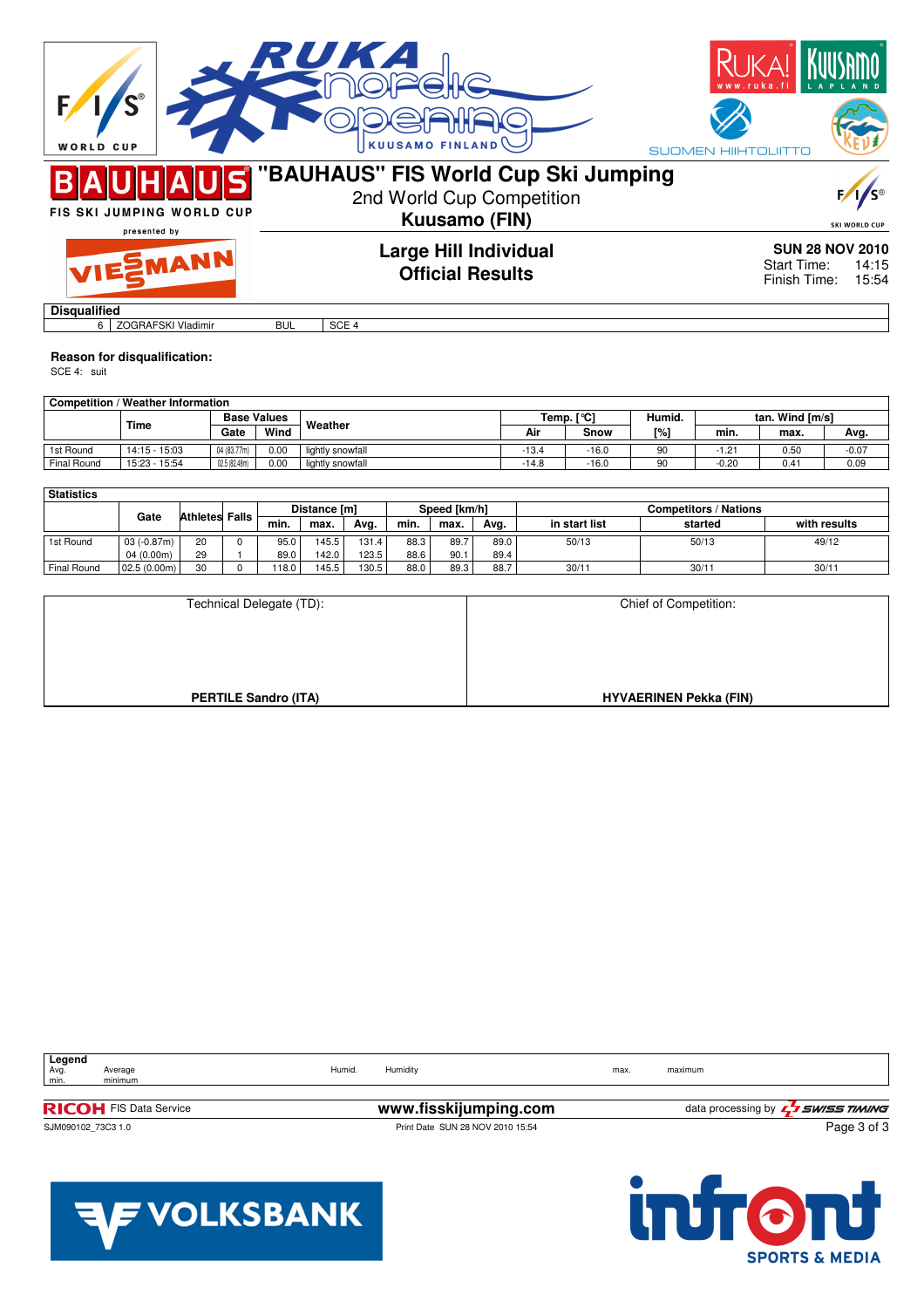# "BAUHAUS" FIS World Cup Ski Jumping

2nd World Cup Competition

**Kuusamo (FIN)**

## Large Hill Individual
## Official Results

**SUN 28 NOV 2010**
Start Time: 14:15
Finish Time: 15:54

**Disqualified**

| | | | |
|---|---|---|---|
| 6 | ZOGRAFSKI Vladimir | BUL | SCE 4 |

**Reason for disqualification:**

SCE 4: suit

**Competition / Weather Information**

| | Time | Base Values | | Weather | Temp. [°C] | | Humid. | tan. Wind [m/s] | | |
|---|---|---|---|---|---|---|---|---|---|---|
| | | Gate | Wind | | Air | Snow | [%] | min. | max. | Avg. |
| 1st Round | 14:15 - 15:03 | 04 (83.77m) | 0.00 | lightly snowfall | -13.4 | -16.0 | 90 | -1.21 | 0.50 | -0.07 |
| Final Round | 15:23 - 15:54 | 02.5 (82.48m) | 0.00 | lightly snowfall | -14.8 | -16.0 | 90 | -0.20 | 0.41 | 0.09 |

**Statistics**

| | Gate | Athletes | Falls | Distance [m] | | | Speed [km/h] | | | Competitors / Nations | | |
|---|---|---|---|---|---|---|---|---|---|---|---|---|
| | | | | min. | max. | Avg. | min. | max. | Avg. | in start list | started | with results |
| 1st Round | 03 (-0.87m) | 20 | 0 | 95.0 | 145.5 | 131.4 | 88.3 | 89.7 | 89.0 | 50/13 | 50/13 | 49/12 |
| | 04 (0.00m) | 29 | 1 | 89.0 | 142.0 | 123.5 | 88.6 | 90.1 | 89.4 | | | |
| Final Round | 02.5 (0.00m) | 30 | 0 | 118.0 | 145.5 | 130.5 | 88.0 | 89.3 | 88.7 | 30/11 | 30/11 | 30/11 |

| Technical Delegate (TD): | Chief of Competition: |
|---|---|
| **PERTILE Sandro (ITA)** | **HYVAERINEN Pekka (FIN)** |

**Legend**

| | | | | | |
|---|---|---|---|---|---|
| Avg. | Average | Humid. | Humidity | max. | maximum |
| min. | minimum | | | | |

RICOH FIS Data Service — www.fisskijumping.com — data processing by SWISS TIMING

SJM090102_73C3 1.0 — Print Date SUN 28 NOV 2010 15:54